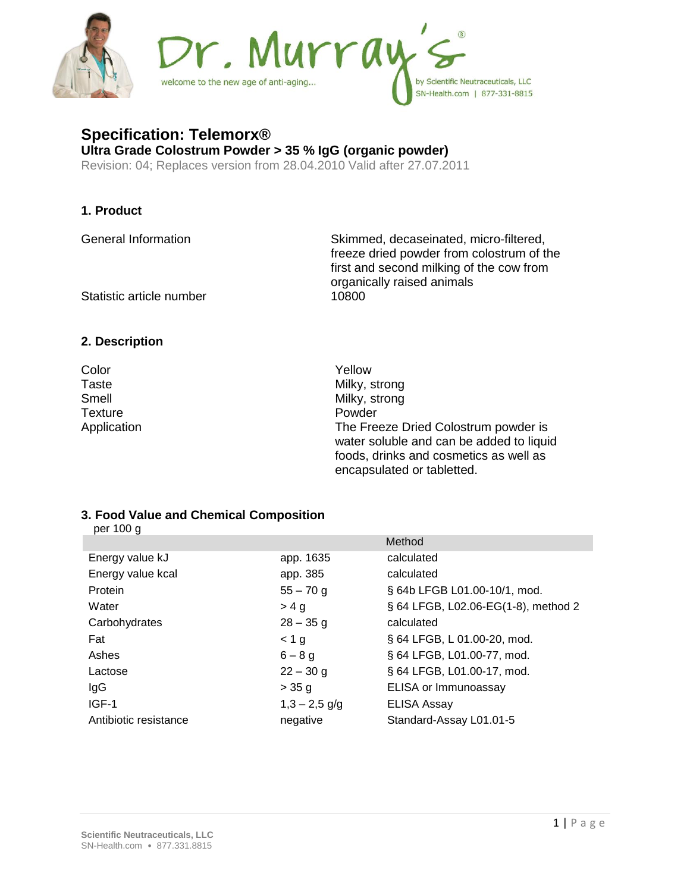# Specification: Telemorx®

**Ultra Grade Colostrum Powder > 35 % IgG (organic powder)**

Revision: 04; Replaces version from 28.04.2010 Valid after 27.07.2011

## 1. Product

| | |
|---|---|
| General Information | Skimmed, decaseinated, micro-filtered, freeze dried powder from colostrum of the first and second milking of the cow from organically raised animals |
| Statistic article number | 10800 |

## 2. Description

| | |
|---|---|
| Color | Yellow |
| Taste | Milky, strong |
| Smell | Milky, strong |
| Texture | Powder |
| Application | The Freeze Dried Colostrum powder is water soluble and can be added to liquid foods, drinks and cosmetics as well as encapsulated or tabletted. |

## 3. Food Value and Chemical Composition

per 100 g

| | | Method |
|---|---|---|
| Energy value kJ | app. 1635 | calculated |
| Energy value kcal | app. 385 | calculated |
| Protein | 55 – 70 g | § 64b LFGB L01.00-10/1, mod. |
| Water | > 4 g | § 64 LFGB, L02.06-EG(1-8), method 2 |
| Carbohydrates | 28 – 35 g | calculated |
| Fat | < 1 g | § 64 LFGB, L 01.00-20, mod. |
| Ashes | 6 – 8 g | § 64 LFGB, L01.00-77, mod. |
| Lactose | 22 – 30 g | § 64 LFGB, L01.00-17, mod. |
| IgG | > 35 g | ELISA or Immunoassay |
| IGF-1 | 1,3 – 2,5 g/g | ELISA Assay |
| Antibiotic resistance | negative | Standard-Assay L01.01-5 |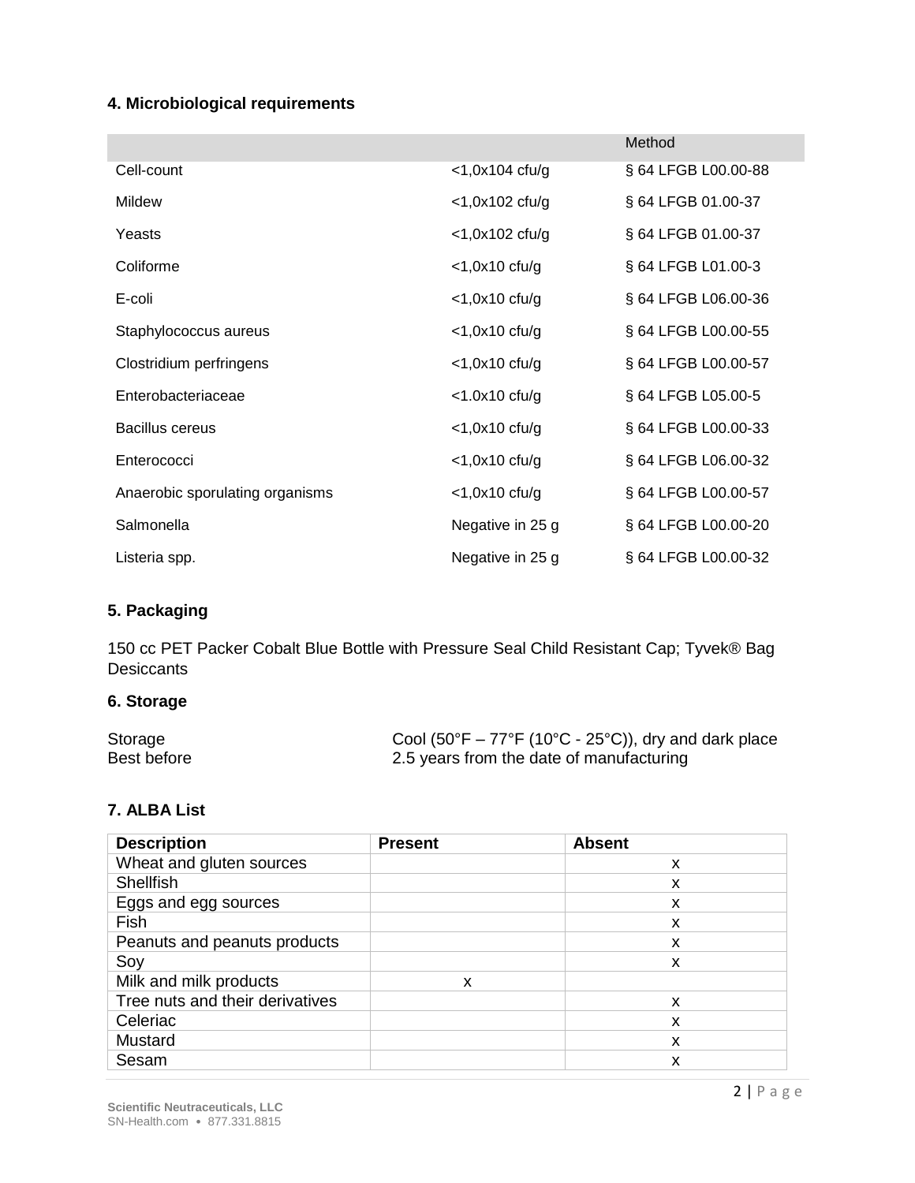## 4. Microbiological requirements

| | | Method |
|---|---|---|
| Cell-count | <1,0x104 cfu/g | § 64 LFGB L00.00-88 |
| Mildew | <1,0x102 cfu/g | § 64 LFGB 01.00-37 |
| Yeasts | <1,0x102 cfu/g | § 64 LFGB 01.00-37 |
| Coliforme | <1,0x10 cfu/g | § 64 LFGB L01.00-3 |
| E-coli | <1,0x10 cfu/g | § 64 LFGB L06.00-36 |
| Staphylococcus aureus | <1,0x10 cfu/g | § 64 LFGB L00.00-55 |
| Clostridium perfringens | <1,0x10 cfu/g | § 64 LFGB L00.00-57 |
| Enterobacteriaceae | <1.0x10 cfu/g | § 64 LFGB L05.00-5 |
| Bacillus cereus | <1,0x10 cfu/g | § 64 LFGB L00.00-33 |
| Enterococci | <1,0x10 cfu/g | § 64 LFGB L06.00-32 |
| Anaerobic sporulating organisms | <1,0x10 cfu/g | § 64 LFGB L00.00-57 |
| Salmonella | Negative in 25 g | § 64 LFGB L00.00-20 |
| Listeria spp. | Negative in 25 g | § 64 LFGB L00.00-32 |

## 5. Packaging

150 cc PET Packer Cobalt Blue Bottle with Pressure Seal Child Resistant Cap; Tyvek® Bag Desiccants

## 6. Storage

| | |
|---|---|
| Storage | Cool (50°F – 77°F (10°C - 25°C)), dry and dark place |
| Best before | 2.5 years from the date of manufacturing |

## 7. ALBA List

| Description | Present | Absent |
|---|---|---|
| Wheat and gluten sources | | x |
| Shellfish | | x |
| Eggs and egg sources | | x |
| Fish | | x |
| Peanuts and peanuts products | | x |
| Soy | | x |
| Milk and milk products | x | |
| Tree nuts and their derivatives | | x |
| Celeriac | | x |
| Mustard | | x |
| Sesam | | x |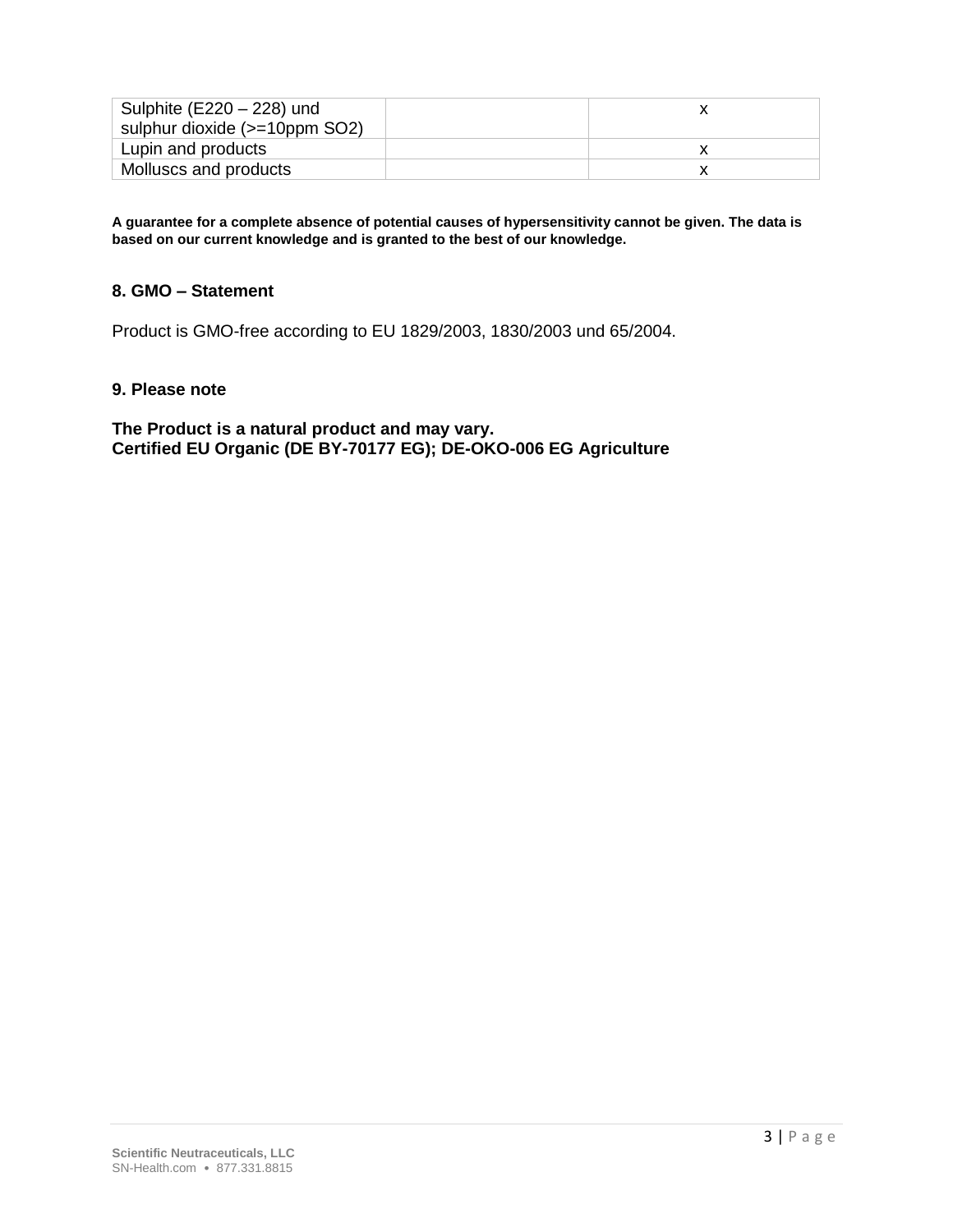| | | |
|---|---|---|
| Sulphite (E220 – 228) und sulphur dioxide (>=10ppm SO2) | | x |
| Lupin and products | | x |
| Molluscs and products | | x |

**A guarantee for a complete absence of potential causes of hypersensitivity cannot be given. The data is based on our current knowledge and is granted to the best of our knowledge.**

### 8. GMO – Statement

Product is GMO-free according to EU 1829/2003, 1830/2003 und 65/2004.

### 9. Please note

**The Product is a natural product and may vary.**
**Certified EU Organic (DE BY-70177 EG); DE-OKO-006 EG Agriculture**